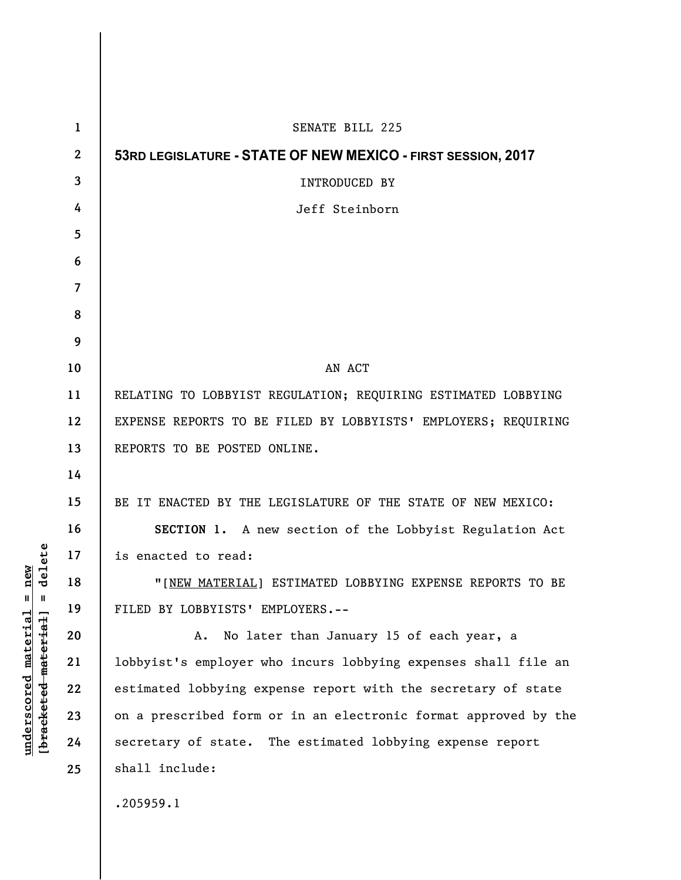SENATE BILL 225

**53RD LEGISLATURE - STATE OF NEW MEXICO - FIRST SESSION, 2017**

INTRODUCED BY

Jeff Steinborn

AN ACT

RELATING TO LOBBYIST REGULATION; REQUIRING ESTIMATED LOBBYING EXPENSE REPORTS TO BE FILED BY LOBBYISTS' EMPLOYERS; REQUIRING REPORTS TO BE POSTED ONLINE.

BE IT ENACTED BY THE LEGISLATURE OF THE STATE OF NEW MEXICO:

**SECTION 1.** A new section of the Lobbyist Regulation Act is enacted to read:

"[NEW MATERIAL] ESTIMATED LOBBYING EXPENSE REPORTS TO BE FILED BY LOBBYISTS' EMPLOYERS.--

A. No later than January 15 of each year, a lobbyist's employer who incurs lobbying expenses shall file an estimated lobbying expense report with the secretary of state on a prescribed form or in an electronic format approved by the secretary of state. The estimated lobbying expense report shall include:

.205959.1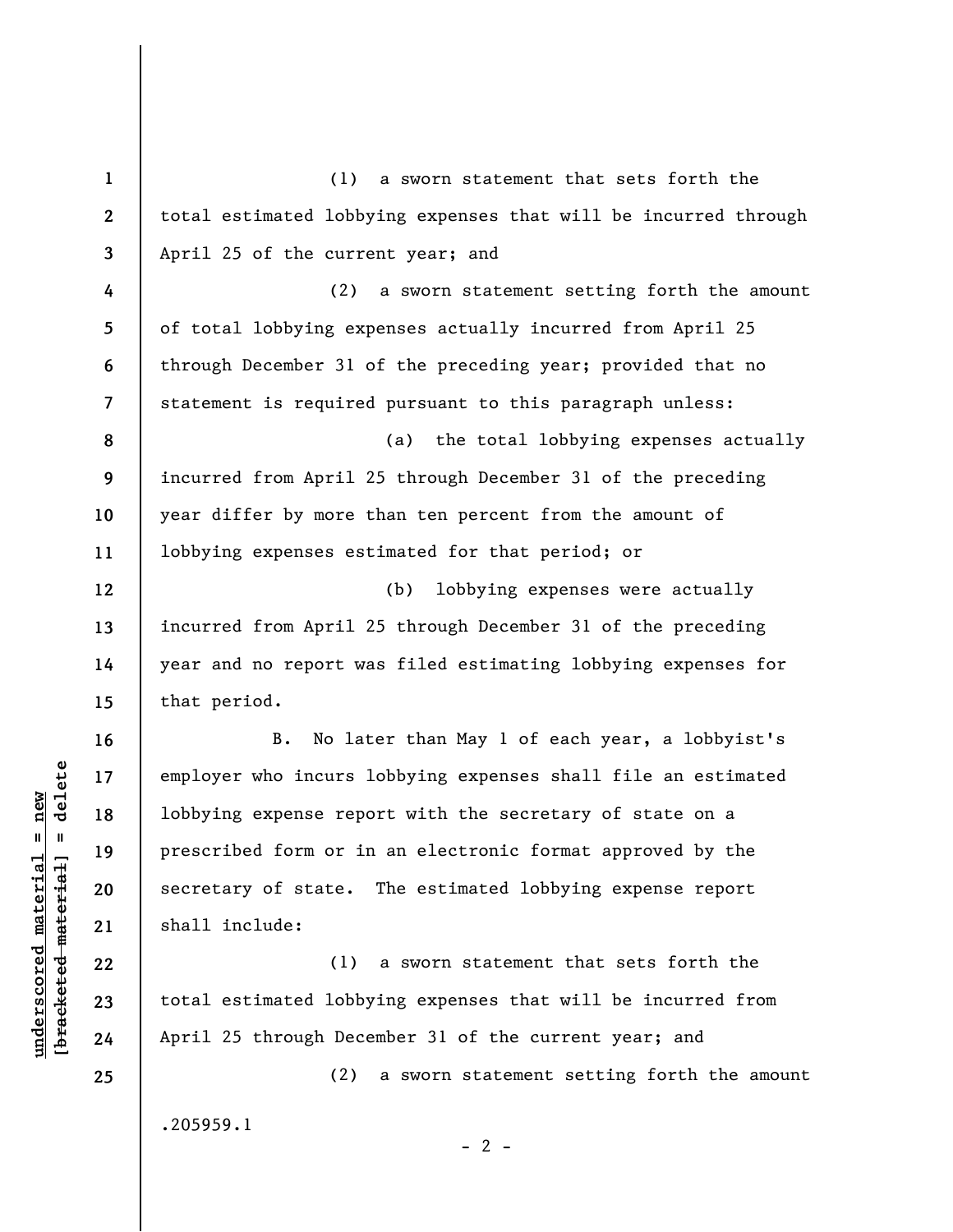(1) a sworn statement that sets forth the total estimated lobbying expenses that will be incurred through April 25 of the current year; and

(2) a sworn statement setting forth the amount of total lobbying expenses actually incurred from April 25 through December 31 of the preceding year; provided that no statement is required pursuant to this paragraph unless:

(a) the total lobbying expenses actually incurred from April 25 through December 31 of the preceding year differ by more than ten percent from the amount of lobbying expenses estimated for that period; or

(b) lobbying expenses were actually incurred from April 25 through December 31 of the preceding year and no report was filed estimating lobbying expenses for that period.

B. No later than May 1 of each year, a lobbyist's employer who incurs lobbying expenses shall file an estimated lobbying expense report with the secretary of state on a prescribed form or in an electronic format approved by the secretary of state. The estimated lobbying expense report shall include:

(1) a sworn statement that sets forth the total estimated lobbying expenses that will be incurred from April 25 through December 31 of the current year; and

(2) a sworn statement setting forth the amount

.205959.1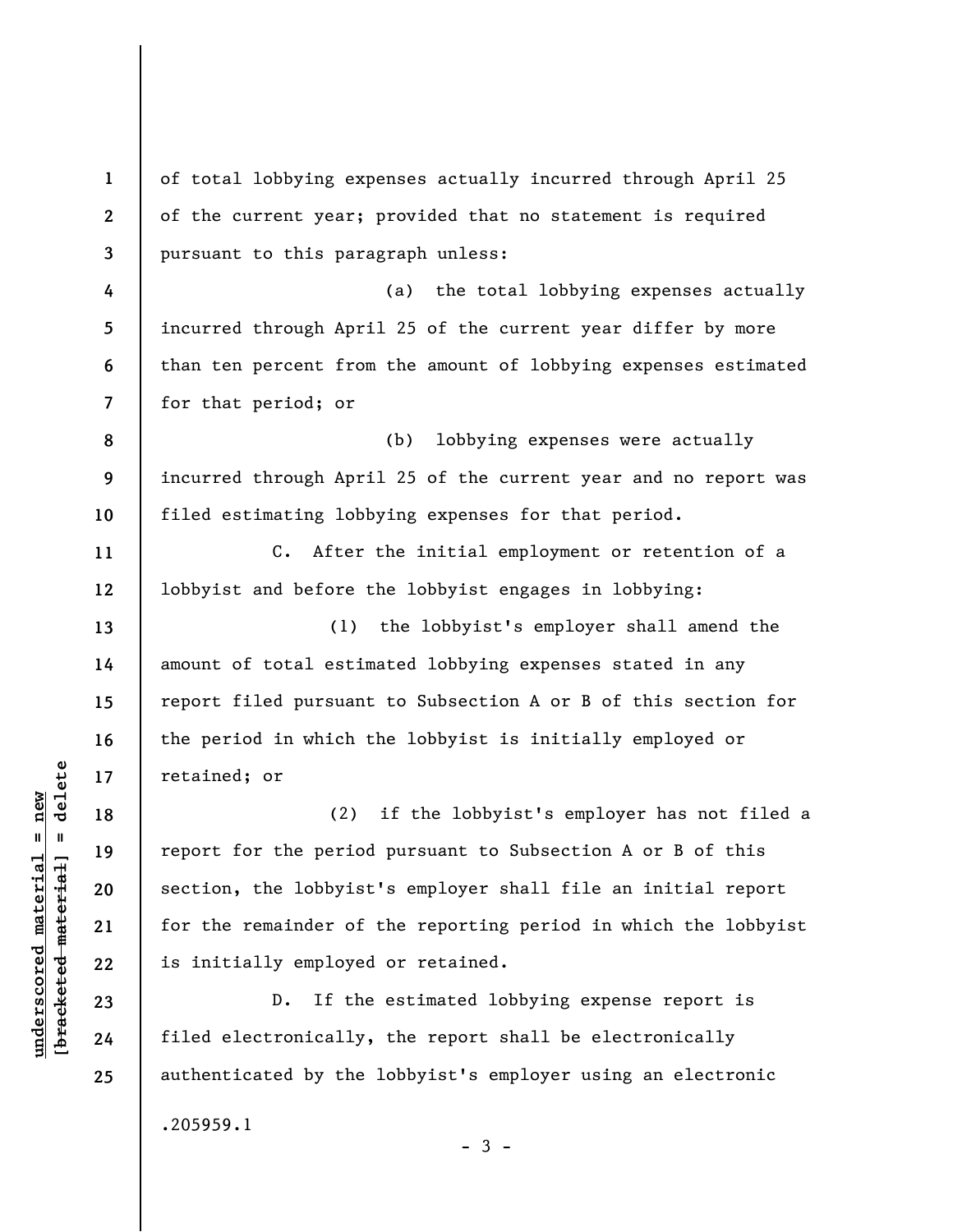of total lobbying expenses actually incurred through April 25 of the current year; provided that no statement is required pursuant to this paragraph unless:

(a) the total lobbying expenses actually incurred through April 25 of the current year differ by more than ten percent from the amount of lobbying expenses estimated for that period; or

(b) lobbying expenses were actually incurred through April 25 of the current year and no report was filed estimating lobbying expenses for that period.

C. After the initial employment or retention of a lobbyist and before the lobbyist engages in lobbying:

(1) the lobbyist's employer shall amend the amount of total estimated lobbying expenses stated in any report filed pursuant to Subsection A or B of this section for the period in which the lobbyist is initially employed or retained; or

(2) if the lobbyist's employer has not filed a report for the period pursuant to Subsection A or B of this section, the lobbyist's employer shall file an initial report for the remainder of the reporting period in which the lobbyist is initially employed or retained.

D. If the estimated lobbying expense report is filed electronically, the report shall be electronically authenticated by the lobbyist's employer using an electronic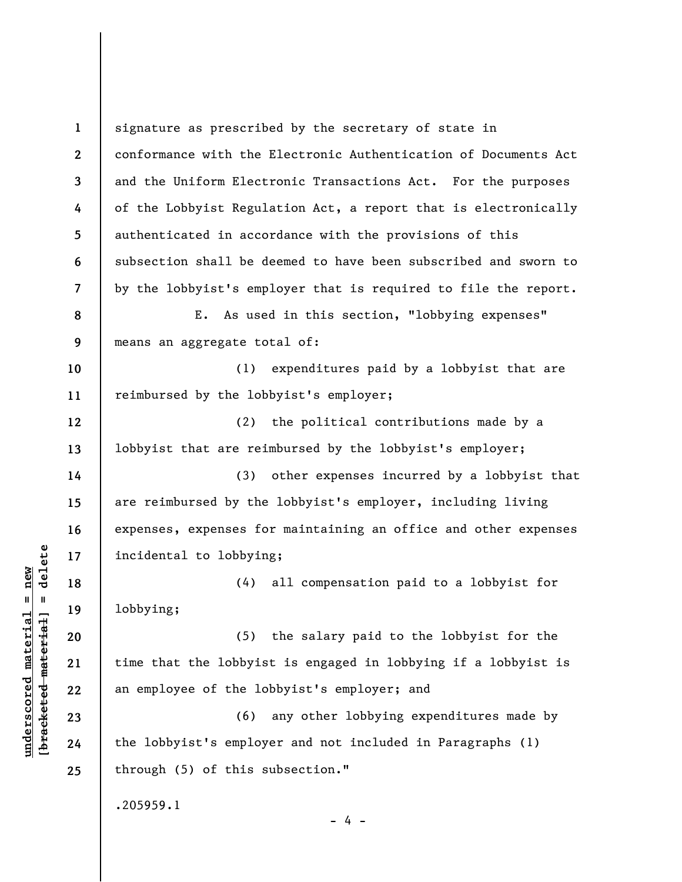signature as prescribed by the secretary of state in conformance with the Electronic Authentication of Documents Act and the Uniform Electronic Transactions Act. For the purposes of the Lobbyist Regulation Act, a report that is electronically authenticated in accordance with the provisions of this subsection shall be deemed to have been subscribed and sworn to by the lobbyist's employer that is required to file the report.

E. As used in this section, "lobbying expenses" means an aggregate total of:

(1) expenditures paid by a lobbyist that are reimbursed by the lobbyist's employer;

(2) the political contributions made by a lobbyist that are reimbursed by the lobbyist's employer;

(3) other expenses incurred by a lobbyist that are reimbursed by the lobbyist's employer, including living expenses, expenses for maintaining an office and other expenses incidental to lobbying;

(4) all compensation paid to a lobbyist for lobbying;

(5) the salary paid to the lobbyist for the time that the lobbyist is engaged in lobbying if a lobbyist is an employee of the lobbyist's employer; and

(6) any other lobbying expenditures made by the lobbyist's employer and not included in Paragraphs (1) through (5) of this subsection."

.205959.1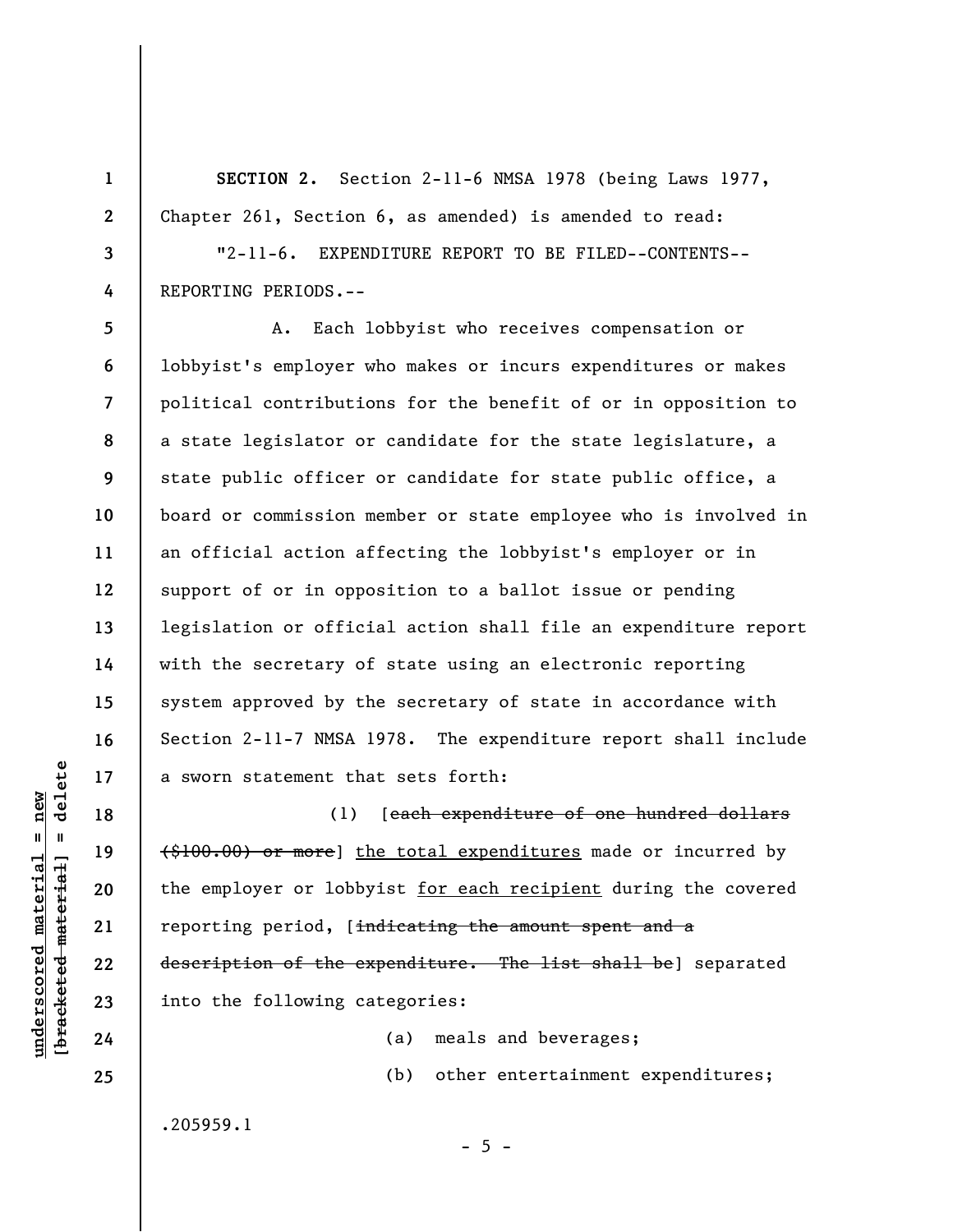**SECTION 2.** Section 2-11-6 NMSA 1978 (being Laws 1977, Chapter 261, Section 6, as amended) is amended to read:

"2-11-6. EXPENDITURE REPORT TO BE FILED--CONTENTS--REPORTING PERIODS.--

A. Each lobbyist who receives compensation or lobbyist's employer who makes or incurs expenditures or makes political contributions for the benefit of or in opposition to a state legislator or candidate for the state legislature, a state public officer or candidate for state public office, a board or commission member or state employee who is involved in an official action affecting the lobbyist's employer or in support of or in opposition to a ballot issue or pending legislation or official action shall file an expenditure report with the secretary of state using an electronic reporting system approved by the secretary of state in accordance with Section 2-11-7 NMSA 1978. The expenditure report shall include a sworn statement that sets forth:

(1) [~~each expenditure of one hundred dollars ($100.00) or more~~] <u>the total expenditures</u> made or incurred by the employer or lobbyist <u>for each recipient</u> during the covered reporting period, [~~indicating the amount spent and a description of the expenditure. The list shall be~~] separated into the following categories:

(a) meals and beverages;

(b) other entertainment expenditures;

.205959.1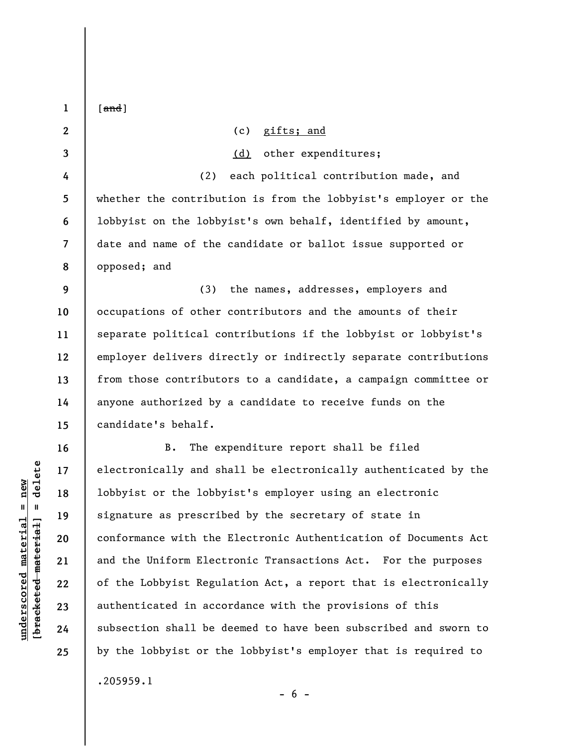[~~and~~]

(c) <u>gifts; and</u>

<u>(d)</u> other expenditures;

(2) each political contribution made, and whether the contribution is from the lobbyist's employer or the lobbyist on the lobbyist's own behalf, identified by amount, date and name of the candidate or ballot issue supported or opposed; and

(3) the names, addresses, employers and occupations of other contributors and the amounts of their separate political contributions if the lobbyist or lobbyist's employer delivers directly or indirectly separate contributions from those contributors to a candidate, a campaign committee or anyone authorized by a candidate to receive funds on the candidate's behalf.

B. The expenditure report shall be filed electronically and shall be electronically authenticated by the lobbyist or the lobbyist's employer using an electronic signature as prescribed by the secretary of state in conformance with the Electronic Authentication of Documents Act and the Uniform Electronic Transactions Act. For the purposes of the Lobbyist Regulation Act, a report that is electronically authenticated in accordance with the provisions of this subsection shall be deemed to have been subscribed and sworn to by the lobbyist or the lobbyist's employer that is required to

.205959.1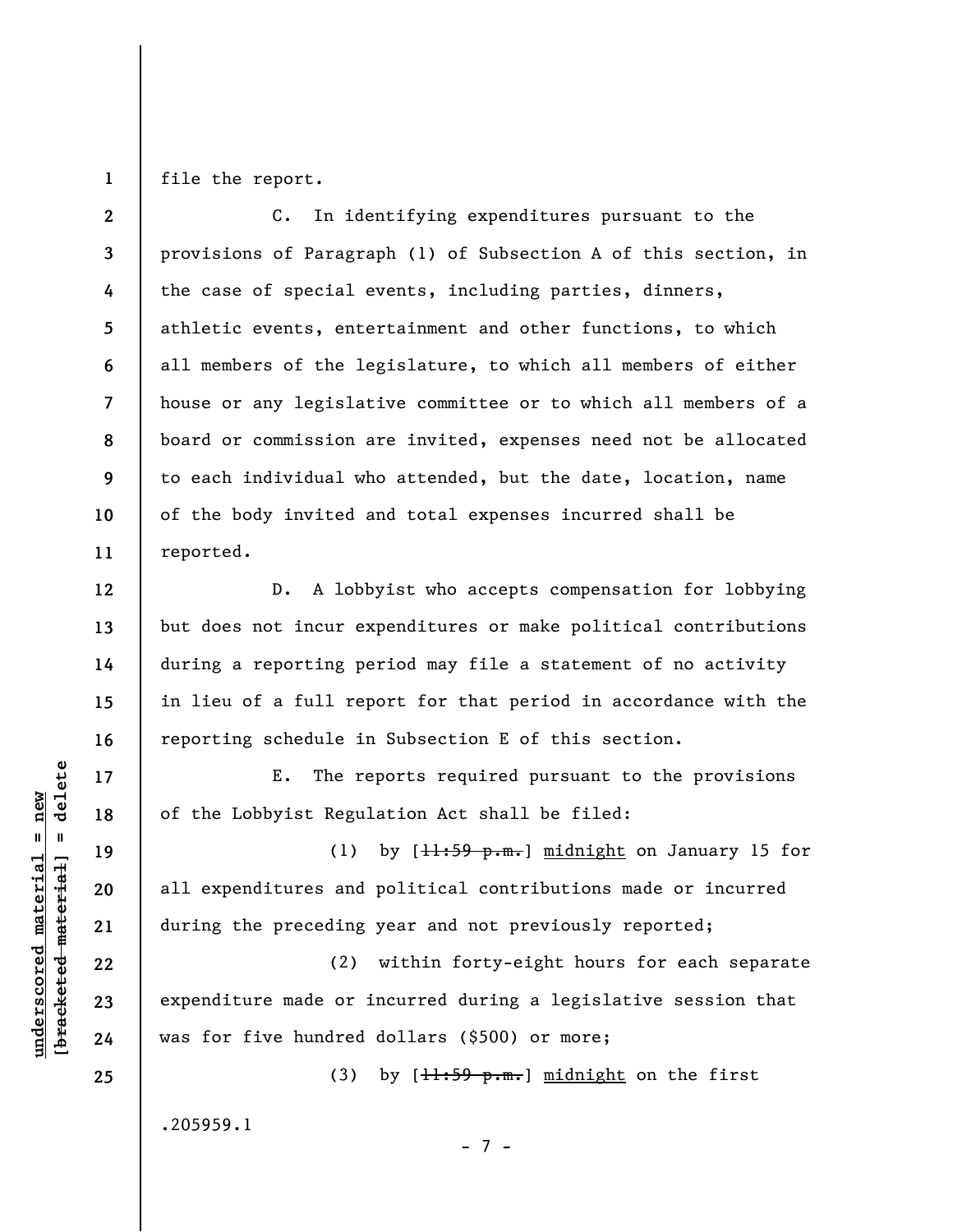file the report.

C. In identifying expenditures pursuant to the provisions of Paragraph (1) of Subsection A of this section, in the case of special events, including parties, dinners, athletic events, entertainment and other functions, to which all members of the legislature, to which all members of either house or any legislative committee or to which all members of a board or commission are invited, expenses need not be allocated to each individual who attended, but the date, location, name of the body invited and total expenses incurred shall be reported.

D. A lobbyist who accepts compensation for lobbying but does not incur expenditures or make political contributions during a reporting period may file a statement of no activity in lieu of a full report for that period in accordance with the reporting schedule in Subsection E of this section.

E. The reports required pursuant to the provisions of the Lobbyist Regulation Act shall be filed:

(1) by [~~11:59 p.m.~~] <u>midnight</u> on January 15 for all expenditures and political contributions made or incurred during the preceding year and not previously reported;

(2) within forty-eight hours for each separate expenditure made or incurred during a legislative session that was for five hundred dollars ($500) or more;

(3) by [~~11:59 p.m.~~] <u>midnight</u> on the first

.205959.1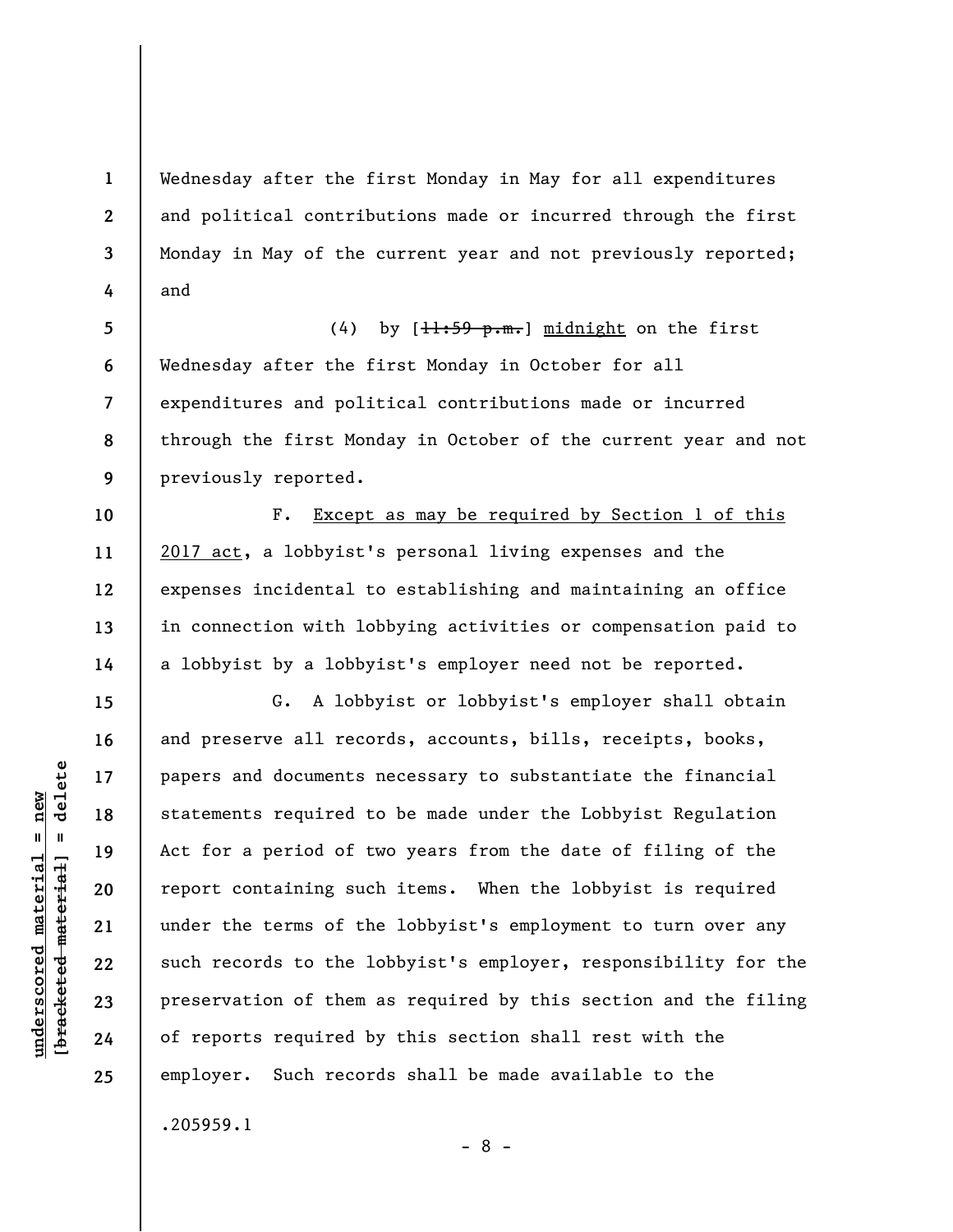Wednesday after the first Monday in May for all expenditures and political contributions made or incurred through the first Monday in May of the current year and not previously reported; and

(4) by [~~11:59 p.m.~~] <u>midnight</u> on the first Wednesday after the first Monday in October for all expenditures and political contributions made or incurred through the first Monday in October of the current year and not previously reported.

F. <u>Except as may be required by Section 1 of this 2017 act</u>, a lobbyist's personal living expenses and the expenses incidental to establishing and maintaining an office in connection with lobbying activities or compensation paid to a lobbyist by a lobbyist's employer need not be reported.

G. A lobbyist or lobbyist's employer shall obtain and preserve all records, accounts, bills, receipts, books, papers and documents necessary to substantiate the financial statements required to be made under the Lobbyist Regulation Act for a period of two years from the date of filing of the report containing such items. When the lobbyist is required under the terms of the lobbyist's employment to turn over any such records to the lobbyist's employer, responsibility for the preservation of them as required by this section and the filing of reports required by this section shall rest with the employer. Such records shall be made available to the

.205959.1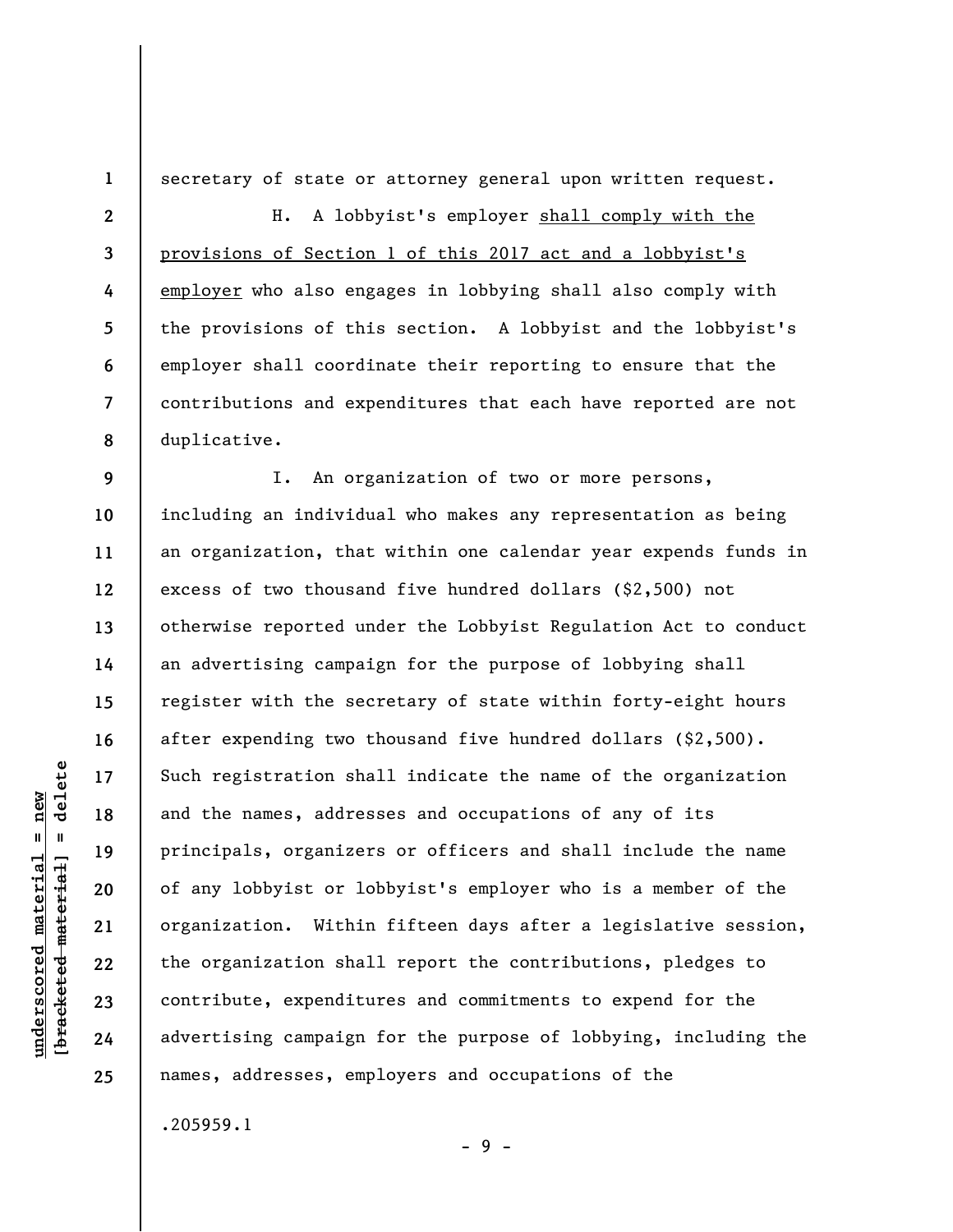secretary of state or attorney general upon written request.

H. A lobbyist's employer <u>shall comply with the provisions of Section 1 of this 2017 act and a lobbyist's employer</u> who also engages in lobbying shall also comply with the provisions of this section. A lobbyist and the lobbyist's employer shall coordinate their reporting to ensure that the contributions and expenditures that each have reported are not duplicative.

I. An organization of two or more persons, including an individual who makes any representation as being an organization, that within one calendar year expends funds in excess of two thousand five hundred dollars ($2,500) not otherwise reported under the Lobbyist Regulation Act to conduct an advertising campaign for the purpose of lobbying shall register with the secretary of state within forty-eight hours after expending two thousand five hundred dollars ($2,500). Such registration shall indicate the name of the organization and the names, addresses and occupations of any of its principals, organizers or officers and shall include the name of any lobbyist or lobbyist's employer who is a member of the organization. Within fifteen days after a legislative session, the organization shall report the contributions, pledges to contribute, expenditures and commitments to expend for the advertising campaign for the purpose of lobbying, including the names, addresses, employers and occupations of the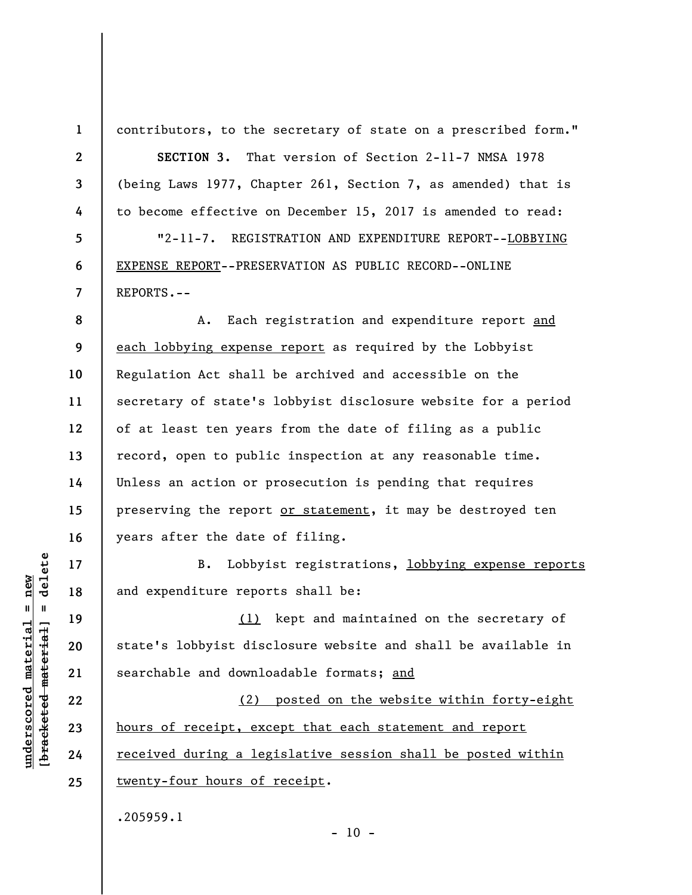contributors, to the secretary of state on a prescribed form."

**SECTION 3.** That version of Section 2-11-7 NMSA 1978 (being Laws 1977, Chapter 261, Section 7, as amended) that is to become effective on December 15, 2017 is amended to read:

"2-11-7. REGISTRATION AND EXPENDITURE REPORT--<u>LOBBYING EXPENSE REPORT</u>--PRESERVATION AS PUBLIC RECORD--ONLINE REPORTS.--

A. Each registration and expenditure report <u>and each lobbying expense report</u> as required by the Lobbyist Regulation Act shall be archived and accessible on the secretary of state's lobbyist disclosure website for a period of at least ten years from the date of filing as a public record, open to public inspection at any reasonable time. Unless an action or prosecution is pending that requires preserving the report <u>or statement</u>, it may be destroyed ten years after the date of filing.

B. Lobbyist registrations, <u>lobbying expense reports</u> and expenditure reports shall be:

<u>(1)</u> kept and maintained on the secretary of state's lobbyist disclosure website and shall be available in searchable and downloadable formats; <u>and</u>

<u>(2) posted on the website within forty-eight hours of receipt, except that each statement and report received during a legislative session shall be posted within twenty-four hours of receipt</u>.

.205959.1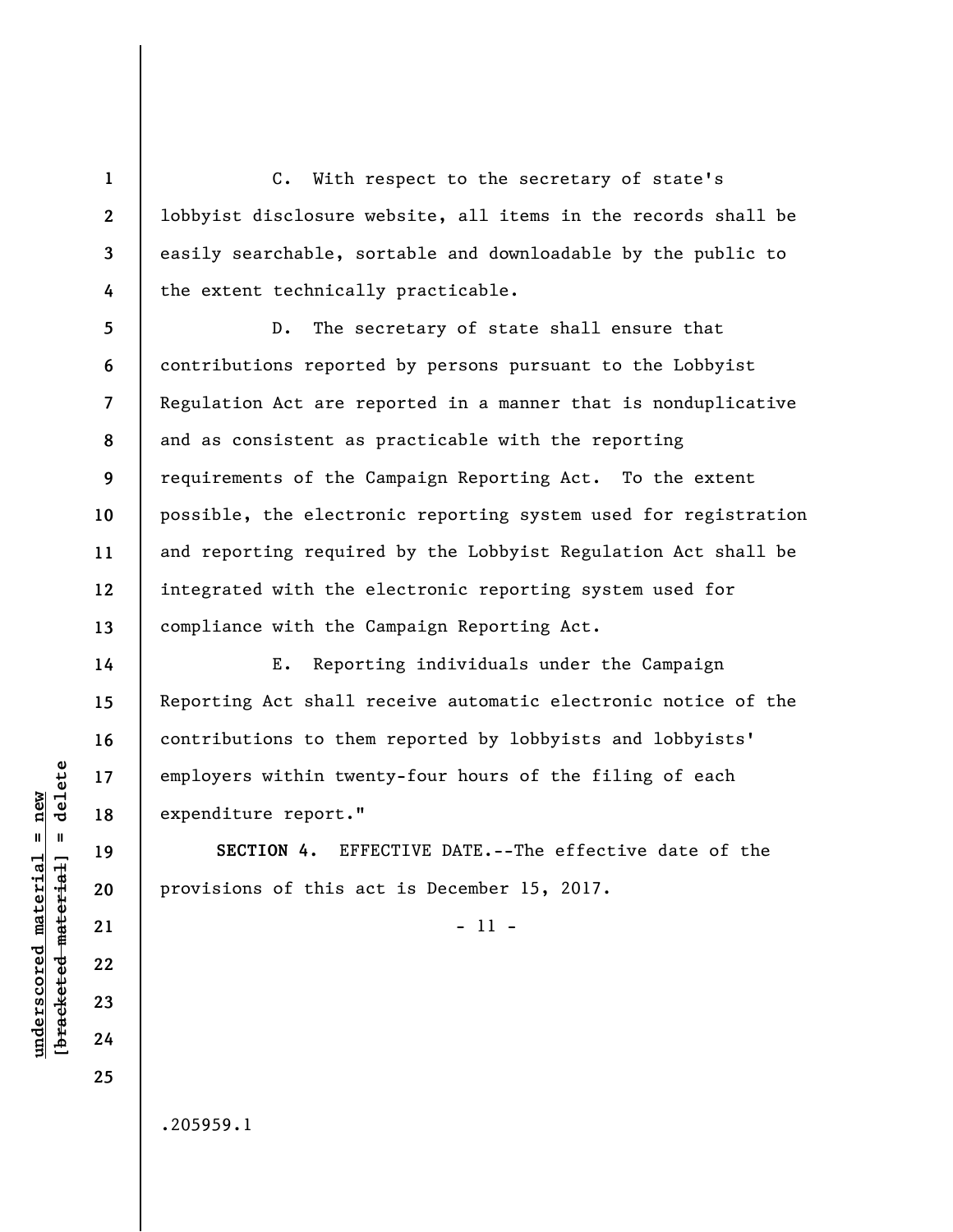C. With respect to the secretary of state's lobbyist disclosure website, all items in the records shall be easily searchable, sortable and downloadable by the public to the extent technically practicable.

D. The secretary of state shall ensure that contributions reported by persons pursuant to the Lobbyist Regulation Act are reported in a manner that is nonduplicative and as consistent as practicable with the reporting requirements of the Campaign Reporting Act. To the extent possible, the electronic reporting system used for registration and reporting required by the Lobbyist Regulation Act shall be integrated with the electronic reporting system used for compliance with the Campaign Reporting Act.

E. Reporting individuals under the Campaign Reporting Act shall receive automatic electronic notice of the contributions to them reported by lobbyists and lobbyists' employers within twenty-four hours of the filing of each expenditure report."

**SECTION 4.** EFFECTIVE DATE.--The effective date of the provisions of this act is December 15, 2017.

.205959.1